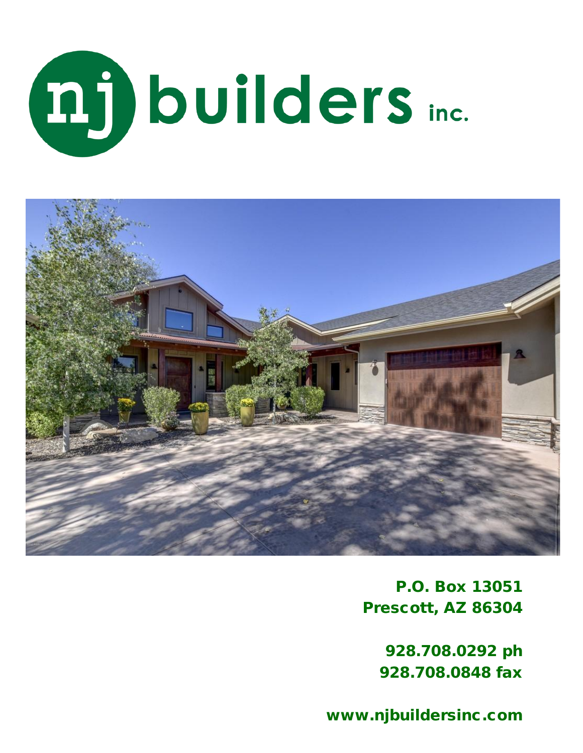# nj builders inc.

**P.O. Box 13051**
**Prescott, AZ 86304**

**928.708.0292 ph**
**928.708.0848 fax**

**www.njbuildersinc.com**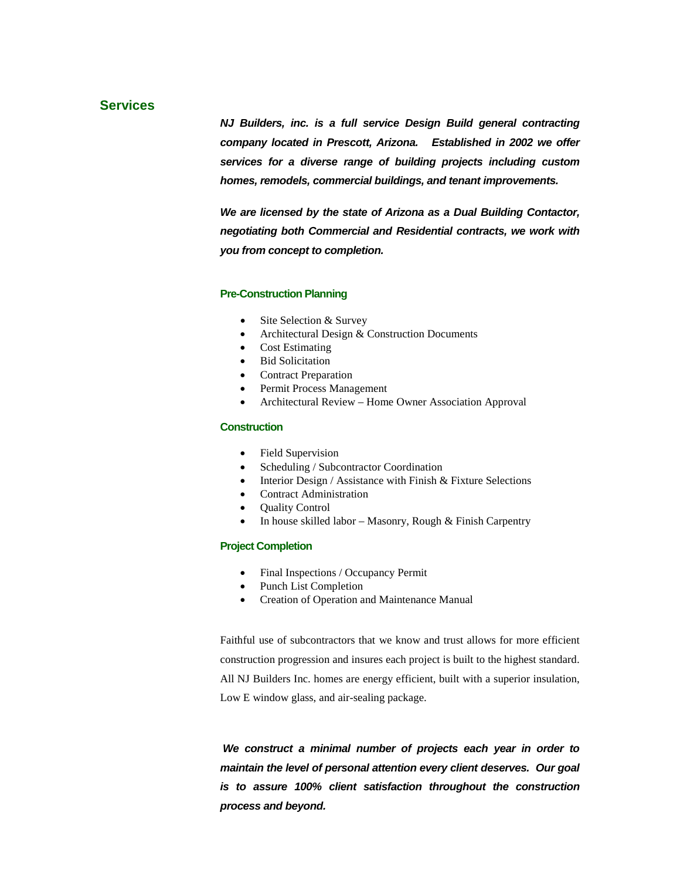## Services

***NJ Builders, inc. is a full service Design Build general contracting company located in Prescott, Arizona. Established in 2002 we offer services for a diverse range of building projects including custom homes, remodels, commercial buildings, and tenant improvements.***

***We are licensed by the state of Arizona as a Dual Building Contactor, negotiating both Commercial and Residential contracts, we work with you from concept to completion.***

### Pre-Construction Planning

- Site Selection & Survey
- Architectural Design & Construction Documents
- Cost Estimating
- Bid Solicitation
- Contract Preparation
- Permit Process Management
- Architectural Review – Home Owner Association Approval

### Construction

- Field Supervision
- Scheduling / Subcontractor Coordination
- Interior Design / Assistance with Finish & Fixture Selections
- Contract Administration
- Quality Control
- In house skilled labor – Masonry, Rough & Finish Carpentry

### Project Completion

- Final Inspections / Occupancy Permit
- Punch List Completion
- Creation of Operation and Maintenance Manual

Faithful use of subcontractors that we know and trust allows for more efficient construction progression and insures each project is built to the highest standard. All NJ Builders Inc. homes are energy efficient, built with a superior insulation, Low E window glass, and air-sealing package.

***We construct a minimal number of projects each year in order to maintain the level of personal attention every client deserves. Our goal is to assure 100% client satisfaction throughout the construction process and beyond.***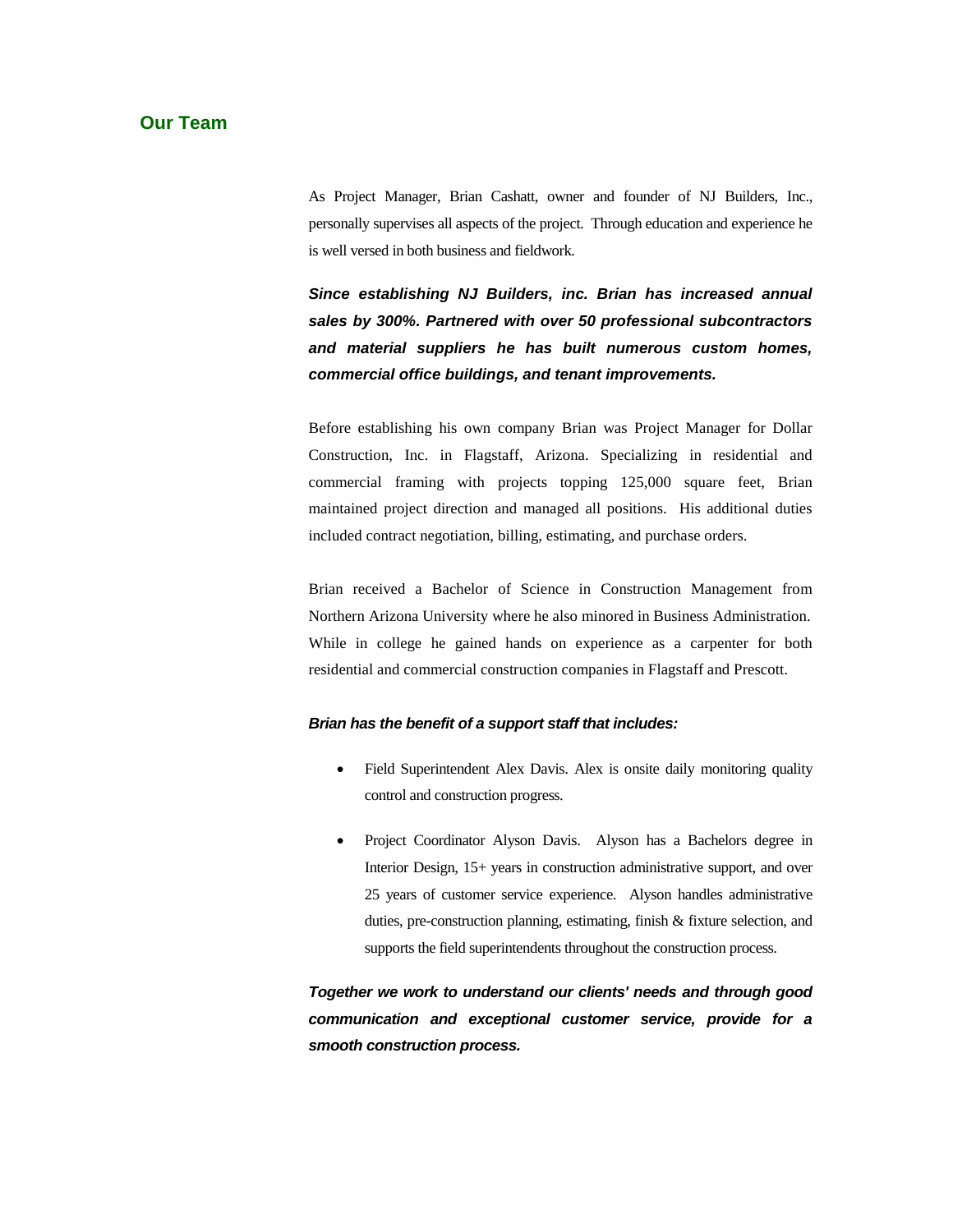## Our Team

As Project Manager, Brian Cashatt, owner and founder of NJ Builders, Inc., personally supervises all aspects of the project. Through education and experience he is well versed in both business and fieldwork.

***Since establishing NJ Builders, inc. Brian has increased annual sales by 300%. Partnered with over 50 professional subcontractors and material suppliers he has built numerous custom homes, commercial office buildings, and tenant improvements.***

Before establishing his own company Brian was Project Manager for Dollar Construction, Inc. in Flagstaff, Arizona. Specializing in residential and commercial framing with projects topping 125,000 square feet, Brian maintained project direction and managed all positions. His additional duties included contract negotiation, billing, estimating, and purchase orders.

Brian received a Bachelor of Science in Construction Management from Northern Arizona University where he also minored in Business Administration. While in college he gained hands on experience as a carpenter for both residential and commercial construction companies in Flagstaff and Prescott.

***Brian has the benefit of a support staff that includes:***

- Field Superintendent Alex Davis. Alex is onsite daily monitoring quality control and construction progress.
- Project Coordinator Alyson Davis. Alyson has a Bachelors degree in Interior Design, 15+ years in construction administrative support, and over 25 years of customer service experience. Alyson handles administrative duties, pre-construction planning, estimating, finish & fixture selection, and supports the field superintendents throughout the construction process.

***Together we work to understand our clients' needs and through good communication and exceptional customer service, provide for a smooth construction process.***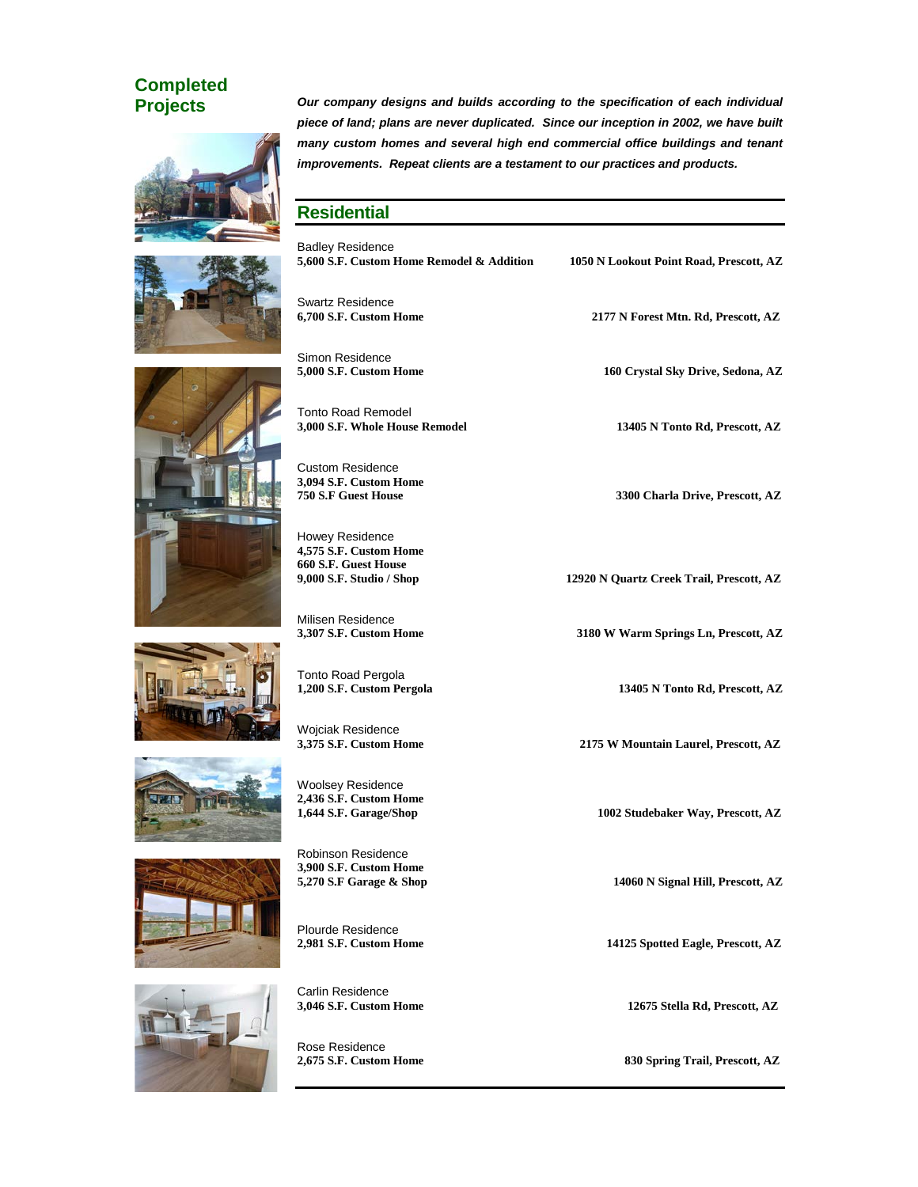## Completed Projects

***Our company designs and builds according to the specification of each individual piece of land; plans are never duplicated. Since our inception in 2002, we have built many custom homes and several high end commercial office buildings and tenant improvements. Repeat clients are a testament to our practices and products.***

## Residential

Badley Residence
**5,600 S.F. Custom Home Remodel & Addition** — **1050 N Lookout Point Road, Prescott, AZ**

Swartz Residence
**6,700 S.F. Custom Home** — **2177 N Forest Mtn. Rd, Prescott, AZ**

Simon Residence
**5,000 S.F. Custom Home** — **160 Crystal Sky Drive, Sedona, AZ**

Tonto Road Remodel
**3,000 S.F. Whole House Remodel** — **13405 N Tonto Rd, Prescott, AZ**

Custom Residence
**3,094 S.F. Custom Home**
**750 S.F Guest House** — **3300 Charla Drive, Prescott, AZ**

Howey Residence
**4,575 S.F. Custom Home**
**660 S.F. Guest House**
**9,000 S.F. Studio / Shop** — **12920 N Quartz Creek Trail, Prescott, AZ**

Milisen Residence
**3,307 S.F. Custom Home** — **3180 W Warm Springs Ln, Prescott, AZ**

Tonto Road Pergola
**1,200 S.F. Custom Pergola** — **13405 N Tonto Rd, Prescott, AZ**

Wojciak Residence
**3,375 S.F. Custom Home** — **2175 W Mountain Laurel, Prescott, AZ**

Woolsey Residence
**2,436 S.F. Custom Home**
**1,644 S.F. Garage/Shop** — **1002 Studebaker Way, Prescott, AZ**

Robinson Residence
**3,900 S.F. Custom Home**
**5,270 S.F Garage & Shop** — **14060 N Signal Hill, Prescott, AZ**

Plourde Residence
**2,981 S.F. Custom Home** — **14125 Spotted Eagle, Prescott, AZ**

Carlin Residence
**3,046 S.F. Custom Home** — **12675 Stella Rd, Prescott, AZ**

Rose Residence
**2,675 S.F. Custom Home** — **830 Spring Trail, Prescott, AZ**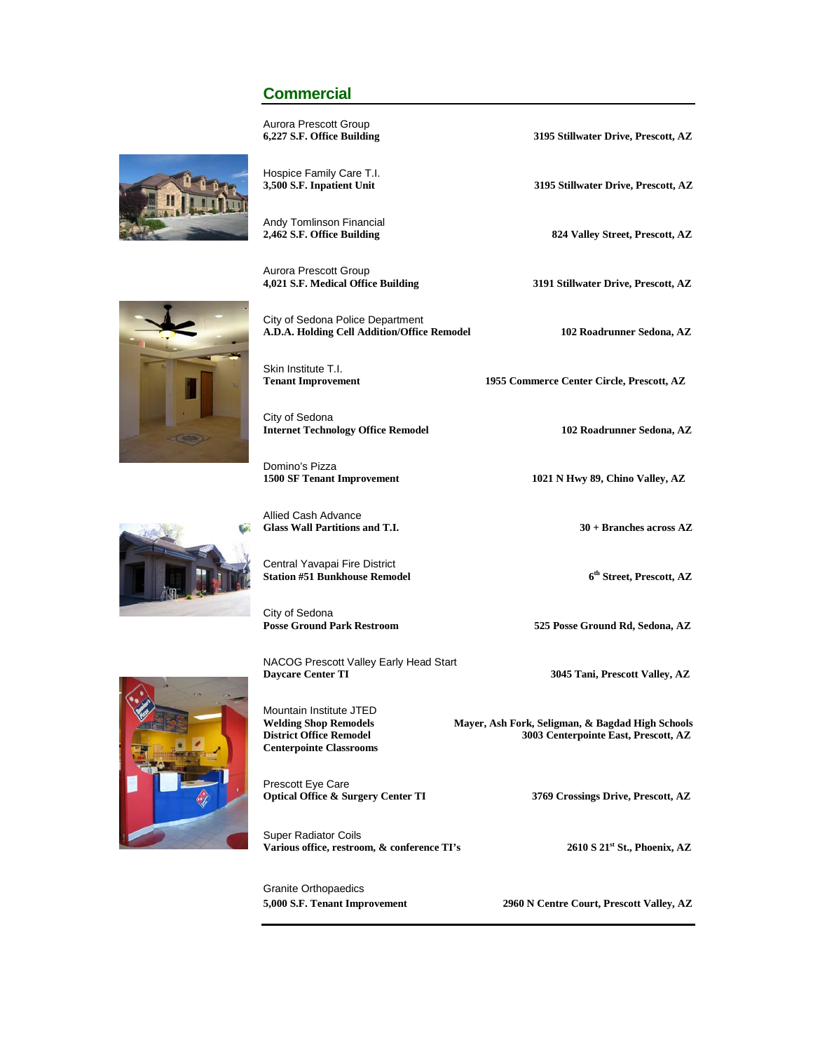## Commercial

| Project | Location |
|---|---|
| Aurora Prescott Group<br>**6,227 S.F. Office Building** | **3195 Stillwater Drive, Prescott, AZ** |
| Hospice Family Care T.I.<br>**3,500 S.F. Inpatient Unit** | **3195 Stillwater Drive, Prescott, AZ** |
| Andy Tomlinson Financial<br>**2,462 S.F. Office Building** | **824 Valley Street, Prescott, AZ** |
| Aurora Prescott Group<br>**4,021 S.F. Medical Office Building** | **3191 Stillwater Drive, Prescott, AZ** |
| City of Sedona Police Department<br>**A.D.A. Holding Cell Addition/Office Remodel** | **102 Roadrunner Sedona, AZ** |
| Skin Institute T.I.<br>**Tenant Improvement** | **1955 Commerce Center Circle, Prescott, AZ** |
| City of Sedona<br>**Internet Technology Office Remodel** | **102 Roadrunner Sedona, AZ** |
| Domino's Pizza<br>**1500 SF Tenant Improvement** | **1021 N Hwy 89, Chino Valley, AZ** |
| Allied Cash Advance<br>**Glass Wall Partitions and T.I.** | **30 + Branches across AZ** |
| Central Yavapai Fire District<br>**Station #51 Bunkhouse Remodel** | **6th Street, Prescott, AZ** |
| City of Sedona<br>**Posse Ground Park Restroom** | **525 Posse Ground Rd, Sedona, AZ** |
| NACOG Prescott Valley Early Head Start<br>**Daycare Center TI** | **3045 Tani, Prescott Valley, AZ** |
| Mountain Institute JTED<br>**Welding Shop Remodels**<br>**District Office Remodel**<br>**Centerpointe Classrooms** | **Mayer, Ash Fork, Seligman, & Bagdad High Schools**<br>**3003 Centerpointe East, Prescott, AZ** |
| Prescott Eye Care<br>**Optical Office & Surgery Center TI** | **3769 Crossings Drive, Prescott, AZ** |
| Super Radiator Coils<br>**Various office, restroom, & conference TI's** | **2610 S 21st St., Phoenix, AZ** |
| Granite Orthopaedics<br>**5,000 S.F. Tenant Improvement** | **2960 N Centre Court, Prescott Valley, AZ** |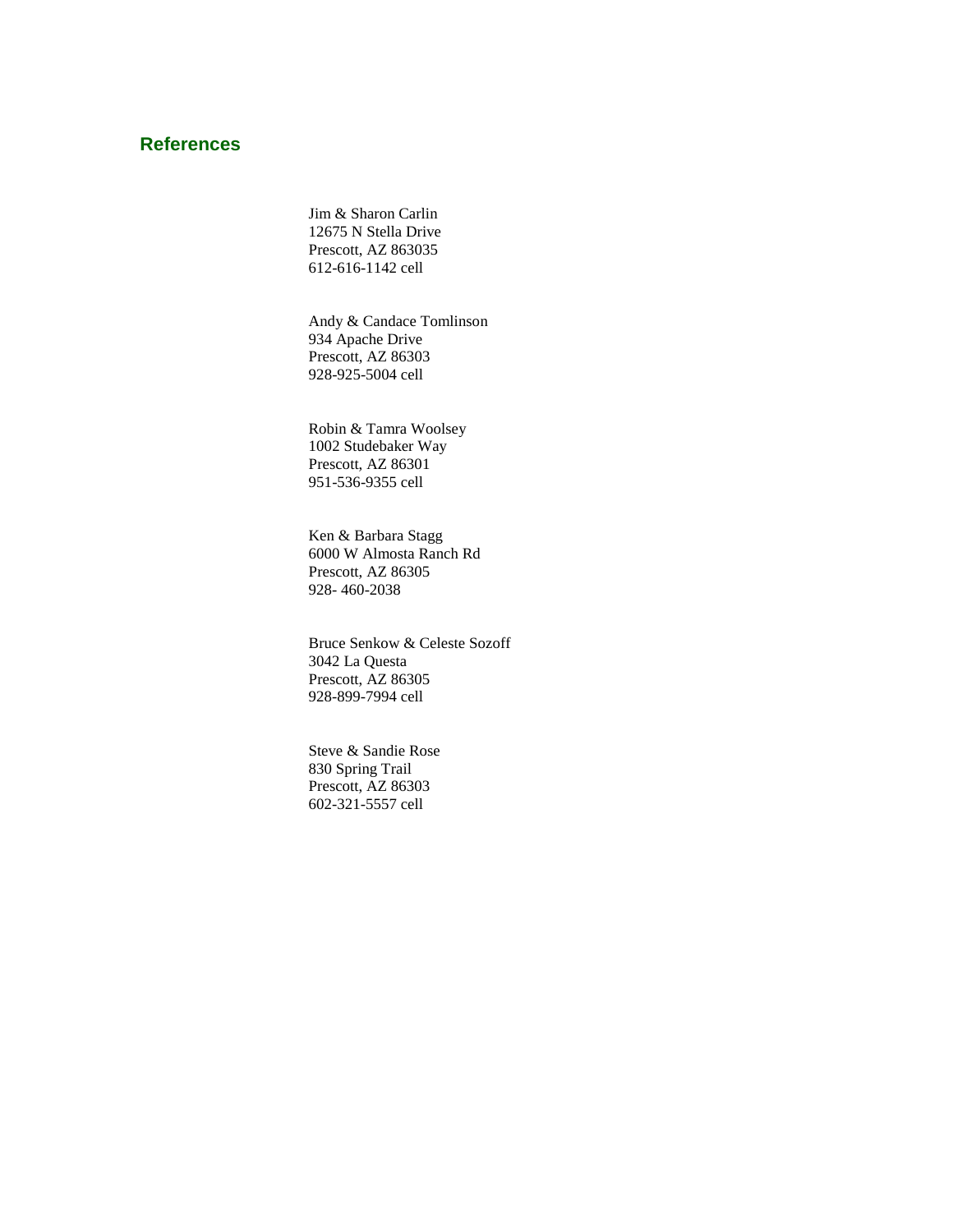## References

Jim & Sharon Carlin
12675 N Stella Drive
Prescott, AZ 863035
612-616-1142 cell

Andy & Candace Tomlinson
934 Apache Drive
Prescott, AZ 86303
928-925-5004 cell

Robin & Tamra Woolsey
1002 Studebaker Way
Prescott, AZ 86301
951-536-9355 cell

Ken & Barbara Stagg
6000 W Almosta Ranch Rd
Prescott, AZ 86305
928- 460-2038

Bruce Senkow & Celeste Sozoff
3042 La Questa
Prescott, AZ 86305
928-899-7994 cell

Steve & Sandie Rose
830 Spring Trail
Prescott, AZ 86303
602-321-5557 cell